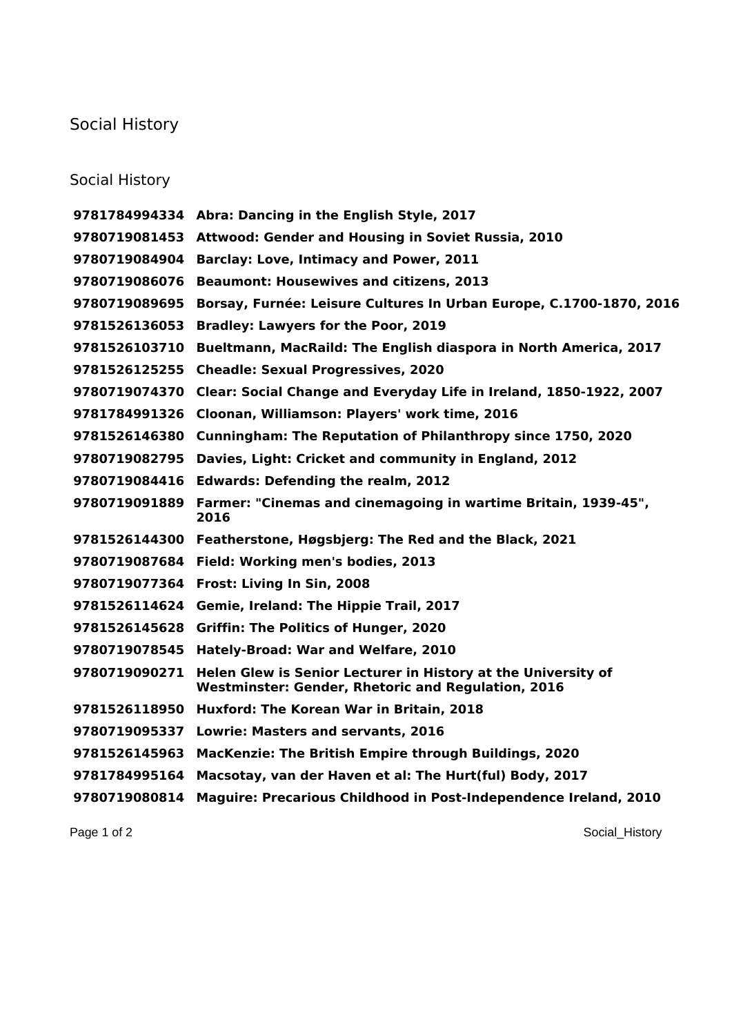# Social History

## Social History

| | |
|---|---|
| **9781784994334** | **Abra: Dancing in the English Style, 2017** |
| **9780719081453** | **Attwood: Gender and Housing in Soviet Russia, 2010** |
| **9780719084904** | **Barclay: Love, Intimacy and Power, 2011** |
| **9780719086076** | **Beaumont: Housewives and citizens, 2013** |
| **9780719089695** | **Borsay, Furnée: Leisure Cultures In Urban Europe, C.1700-1870, 2016** |
| **9781526136053** | **Bradley: Lawyers for the Poor, 2019** |
| **9781526103710** | **Bueltmann, MacRaild: The English diaspora in North America, 2017** |
| **9781526125255** | **Cheadle: Sexual Progressives, 2020** |
| **9780719074370** | **Clear: Social Change and Everyday Life in Ireland, 1850-1922, 2007** |
| **9781784991326** | **Cloonan, Williamson: Players' work time, 2016** |
| **9781526146380** | **Cunningham: The Reputation of Philanthropy since 1750, 2020** |
| **9780719082795** | **Davies, Light: Cricket and community in England, 2012** |
| **9780719084416** | **Edwards: Defending the realm, 2012** |
| **9780719091889** | **Farmer: "Cinemas and cinemagoing in wartime Britain, 1939-45", 2016** |
| **9781526144300** | **Featherstone, Høgsbjerg: The Red and the Black, 2021** |
| **9780719087684** | **Field: Working men's bodies, 2013** |
| **9780719077364** | **Frost: Living In Sin, 2008** |
| **9781526114624** | **Gemie, Ireland: The Hippie Trail, 2017** |
| **9781526145628** | **Griffin: The Politics of Hunger, 2020** |
| **9780719078545** | **Hately-Broad: War and Welfare, 2010** |
| **9780719090271** | **Helen Glew is Senior Lecturer in History at the University of Westminster: Gender, Rhetoric and Regulation, 2016** |
| **9781526118950** | **Huxford: The Korean War in Britain, 2018** |
| **9780719095337** | **Lowrie: Masters and servants, 2016** |
| **9781526145963** | **MacKenzie: The British Empire through Buildings, 2020** |
| **9781784995164** | **Macsotay, van der Haven et al: The Hurt(ful) Body, 2017** |
| **9780719080814** | **Maguire: Precarious Childhood in Post-Independence Ireland, 2010** |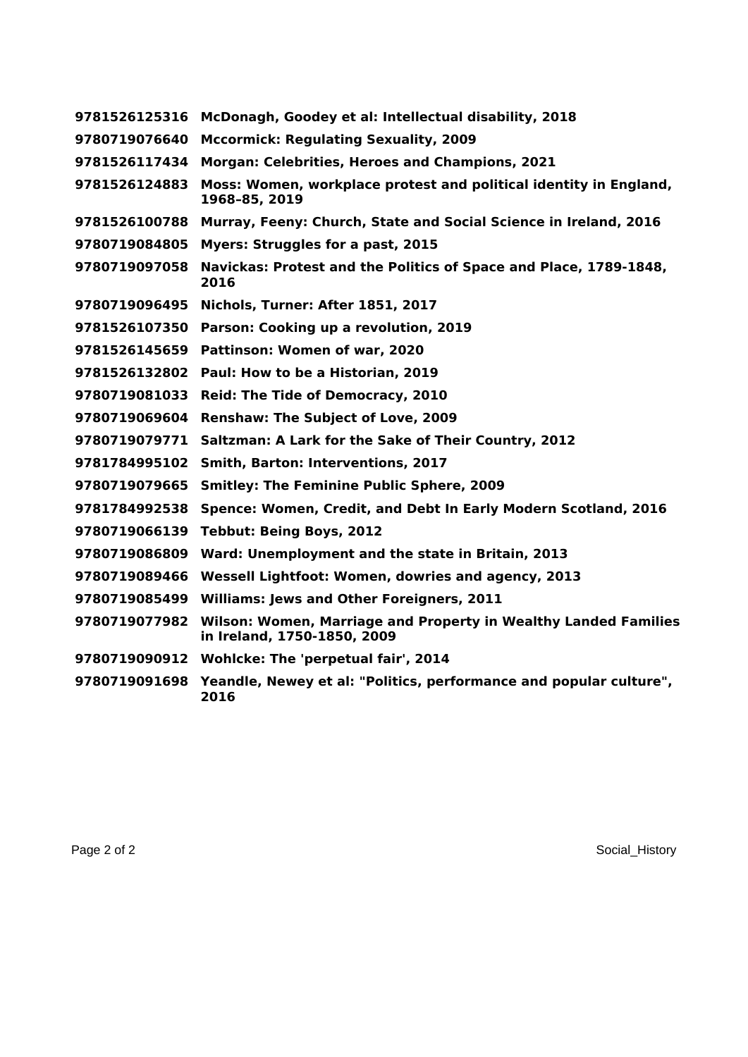| | |
|---|---|
| **9781526125316** | **McDonagh, Goodey et al: Intellectual disability, 2018** |
| **9780719076640** | **Mccormick: Regulating Sexuality, 2009** |
| **9781526117434** | **Morgan: Celebrities, Heroes and Champions, 2021** |
| **9781526124883** | **Moss: Women, workplace protest and political identity in England, 1968–85, 2019** |
| **9781526100788** | **Murray, Feeny: Church, State and Social Science in Ireland, 2016** |
| **9780719084805** | **Myers: Struggles for a past, 2015** |
| **9780719097058** | **Navickas: Protest and the Politics of Space and Place, 1789-1848, 2016** |
| **9780719096495** | **Nichols, Turner: After 1851, 2017** |
| **9781526107350** | **Parson: Cooking up a revolution, 2019** |
| **9781526145659** | **Pattinson: Women of war, 2020** |
| **9781526132802** | **Paul: How to be a Historian, 2019** |
| **9780719081033** | **Reid: The Tide of Democracy, 2010** |
| **9780719069604** | **Renshaw: The Subject of Love, 2009** |
| **9780719079771** | **Saltzman: A Lark for the Sake of Their Country, 2012** |
| **9781784995102** | **Smith, Barton: Interventions, 2017** |
| **9780719079665** | **Smitley: The Feminine Public Sphere, 2009** |
| **9781784992538** | **Spence: Women, Credit, and Debt In Early Modern Scotland, 2016** |
| **9780719066139** | **Tebbut: Being Boys, 2012** |
| **9780719086809** | **Ward: Unemployment and the state in Britain, 2013** |
| **9780719089466** | **Wessell Lightfoot: Women, dowries and agency, 2013** |
| **9780719085499** | **Williams: Jews and Other Foreigners, 2011** |
| **9780719077982** | **Wilson: Women, Marriage and Property in Wealthy Landed Families in Ireland, 1750-1850, 2009** |
| **9780719090912** | **Wohlcke: The 'perpetual fair', 2014** |
| **9780719091698** | **Yeandle, Newey et al: "Politics, performance and popular culture", 2016** |